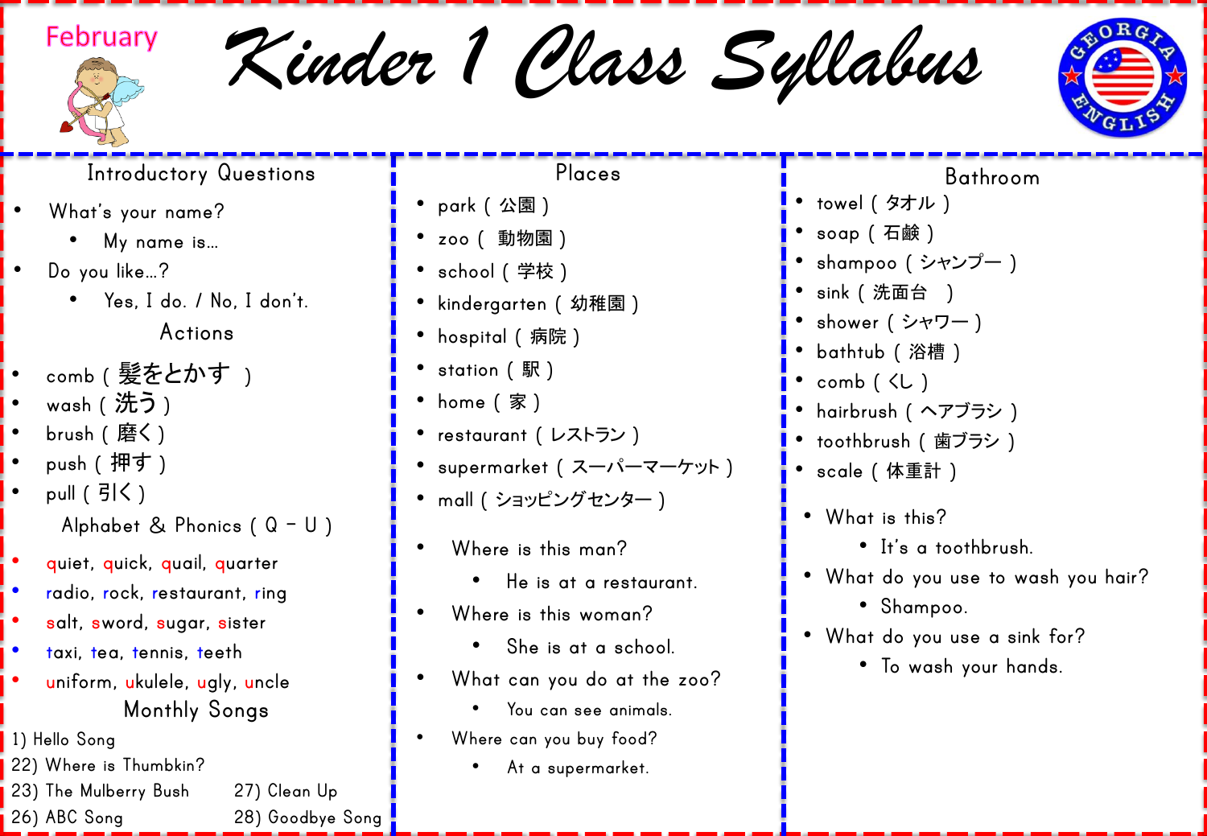February

# Kinder 1 Class Syllabus

GEORGIA ENGLISH

## Introductory Questions

- What's your name?
  - My name is...
- Do you like...?
  - Yes, I do. / No, I don't.

## Actions

- comb ( 髪をとかす )
- wash ( 洗う )
- brush ( 磨く )
- push ( 押す )
- pull ( 引く )

## Alphabet & Phonics ( Q – U )

- quiet, quick, quail, quarter
- radio, rock, restaurant, ring
- salt, sword, sugar, sister
- taxi, tea, tennis, teeth
- uniform, ukulele, ugly, uncle

## Monthly Songs

1) Hello Song
22) Where is Thumbkin?
23) The Mulberry Bush
26) ABC Song
27) Clean Up
28) Goodbye Song

## Places

- park ( 公園 )
- zoo ( 動物園 )
- school ( 学校 )
- kindergarten ( 幼稚園 )
- hospital ( 病院 )
- station ( 駅 )
- home ( 家 )
- restaurant ( レストラン )
- supermarket ( スーパーマーケット )
- mall ( ショッピングセンター )

- Where is this man?
  - He is at a restaurant.
- Where is this woman?
  - She is at a school.
- What can you do at the zoo?
  - You can see animals.
- Where can you buy food?
  - At a supermarket.

## Bathroom

- towel ( タオル )
- soap ( 石鹸 )
- shampoo ( シャンプー )
- sink ( 洗面台 )
- shower ( シャワー )
- bathtub ( 浴槽 )
- comb ( くし )
- hairbrush ( ヘアブラシ )
- toothbrush ( 歯ブラシ )
- scale ( 体重計 )

- What is this?
  - It's a toothbrush.
- What do you use to wash you hair?
  - Shampoo.
- What do you use a sink for?
  - To wash your hands.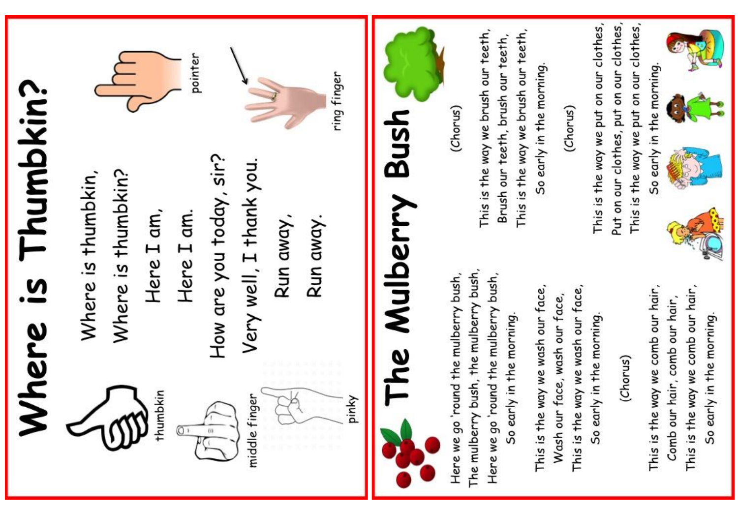# Where is Thumbkin?

Where is thumbkin,
Where is thumbkin?
Here I am,
Here I am.
How are you today, sir?
Very well, I thank you.
Run away,
Run away.

thumbkin

pointer

middle finger

ring finger

pinky

# The Mulberry Bush

Here we go 'round the mulberry bush,
The mulberry bush, the mulberry bush,
Here we go 'round the mulberry bush,
So early in the morning.

This is the way we wash our face,
Wash our face, wash our face,
This is the way we wash our face,
So early in the morning.

(Chorus)

This is the way we comb our hair,
Comb our hair, comb our hair,
This is the way we comb our hair,
So early in the morning.

(Chorus)

This is the way we brush our teeth,
Brush our teeth, brush our teeth,
This is the way we brush our teeth,
So early in the morning.

(Chorus)

This is the way we put on our clothes,
Put on our clothes, put on our clothes,
This is the way we put on our clothes,
So early in the morning.